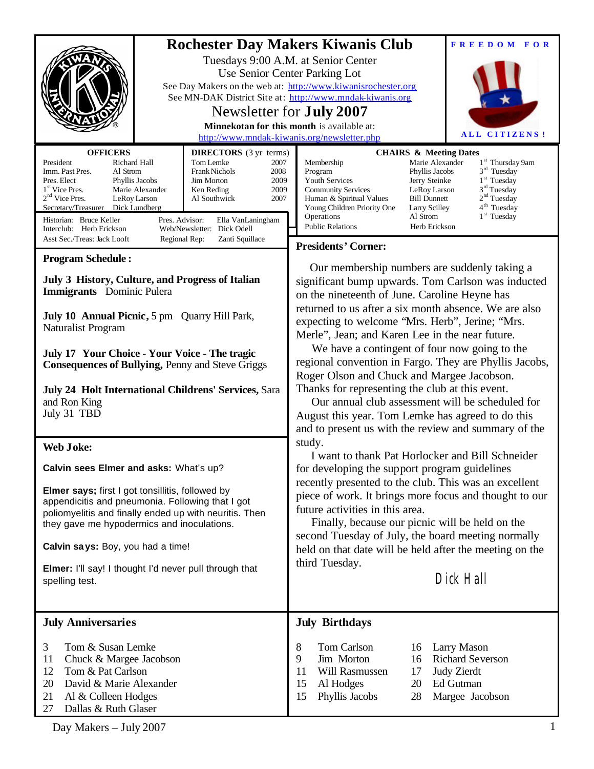# Rochester Day Makers Kiwanis Club

Tuesdays 9:00 A.M. at Senior Center
Use Senior Center Parking Lot
See Day Makers on the web at: http://www.kiwanisrochester.org
See MN-DAK District Site at: http://www.mndak-kiwanis.org

## Newsletter for July 2007

**Minnekotan for this month** is available at:
http://www.mndak-kiwanis.org/newsletter.php

**FREEDOM FOR ALL CITIZENS!**

### OFFICERS

| Office | Name |
|---|---|
| President | Richard Hall |
| Imm. Past Pres. | Al Strom |
| Pres. Elect | Phyllis Jacobs |
| 1st Vice Pres. | Marie Alexander |
| 2nd Vice Pres. | LeRoy Larson |
| Secretary/Treasurer | Dick Lundberg |

### DIRECTORS (3 yr terms)

| Name | Term |
|---|---|
| Tom Lemke | 2007 |
| Frank Nichols | 2008 |
| Jim Morton | 2009 |
| Ken Reding | 2009 |
| Al Southwick | 2007 |

Historian: Bruce Keller
Interclub: Herb Erickson
Asst Sec./Treas: Jack Looft
Pres. Advisor: Ella VanLaningham
Web/Newsletter: Dick Odell
Regional Rep: Zanti Squillace

### CHAIRS & Meeting Dates

| Committee | Chair | Meeting Date |
|---|---|---|
| Membership | Marie Alexander | 1st Thursday 9am |
| Program | Phyllis Jacobs | 3rd Tuesday |
| Youth Services | Jerry Steinke | 1st Tuesday |
| Community Services | LeRoy Larson | 3rd Tuesday |
| Human & Spiritual Values | Bill Dunnett | 2nd Tuesday |
| Young Children Priority One | Larry Scilley | 4th Tuesday |
| Operations | Al Strom | 1st Tuesday |
| Public Relations | Herb Erickson | |

### Program Schedule:

**July 3 History, Culture, and Progress of Italian Immigrants** Dominic Pulera

**July 10 Annual Picnic,** 5 pm Quarry Hill Park, Naturalist Program

**July 17 Your Choice - Your Voice - The tragic Consequences of Bullying,** Penny and Steve Griggs

**July 24 Holt International Childrens' Services,** Sara and Ron King

July 31 TBD

### Presidents' Corner:

Our membership numbers are suddenly taking a significant bump upwards. Tom Carlson was inducted on the nineteenth of June. Caroline Heyne has returned to us after a six month absence. We are also expecting to welcome "Mrs. Herb", Jerine; "Mrs. Merle", Jean; and Karen Lee in the near future.

We have a contingent of four now going to the regional convention in Fargo. They are Phyllis Jacobs, Roger Olson and Chuck and Margee Jacobson. Thanks for representing the club at this event.

Our annual club assessment will be scheduled for August this year. Tom Lemke has agreed to do this and to present us with the review and summary of the study.

I want to thank Pat Horlocker and Bill Schneider for developing the support program guidelines recently presented to the club. This was an excellent piece of work. It brings more focus and thought to our future activities in this area.

Finally, because our picnic will be held on the second Tuesday of July, the board meeting normally held on that date will be held after the meeting on the third Tuesday.

Dick Hall

### Web Joke:

**Calvin sees Elmer and asks:** What's up?

**Elmer says;** first I got tonsillitis, followed by appendicitis and pneumonia. Following that I got poliomyelitis and finally ended up with neuritis. Then they gave me hypodermics and inoculations.

**Calvin says:** Boy, you had a time!

**Elmer:** I'll say! I thought I'd never pull through that spelling test.

### July Anniversaries

| Day | Names |
|---|---|
| 3 | Tom & Susan Lemke |
| 11 | Chuck & Margee Jacobson |
| 12 | Tom & Pat Carlson |
| 20 | David & Marie Alexander |
| 21 | Al & Colleen Hodges |
| 27 | Dallas & Ruth Glaser |

### July Birthdays

| Day | Name | Day | Name |
|---|---|---|---|
| 8 | Tom Carlson | 16 | Larry Mason |
| 9 | Jim Morton | 16 | Richard Severson |
| 11 | Will Rasmussen | 17 | Judy Zierdt |
| 15 | Al Hodges | 20 | Ed Gutman |
| 15 | Phyllis Jacobs | 28 | Margee Jacobson |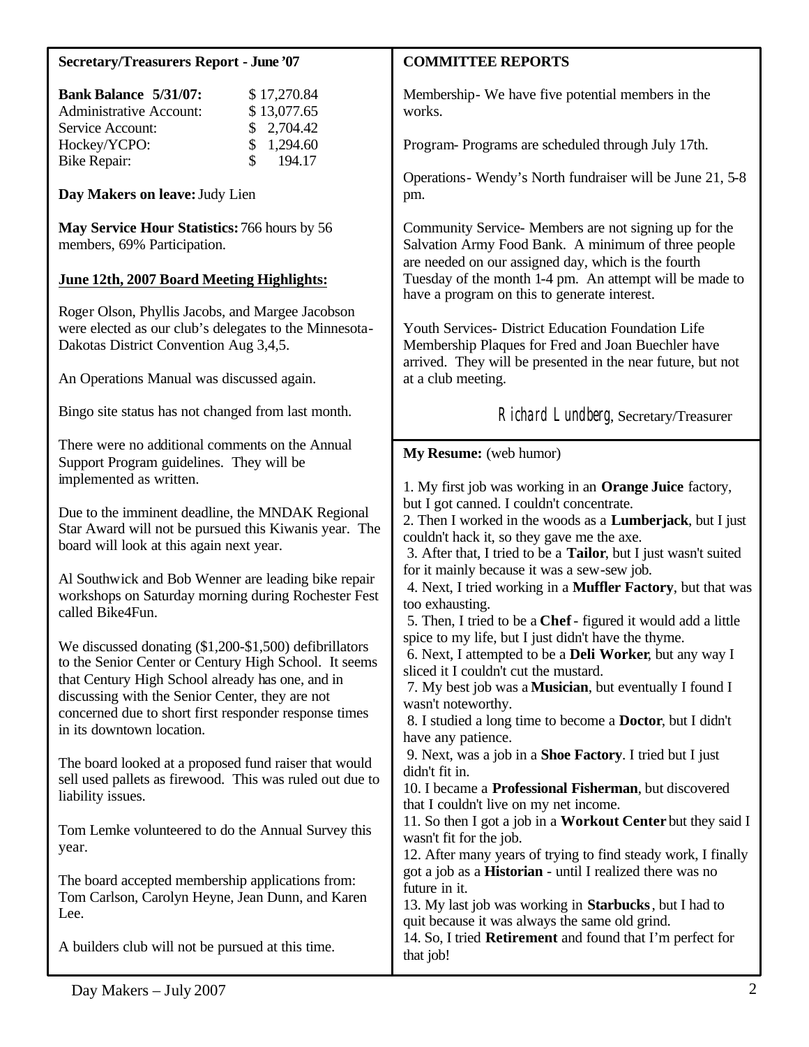**Secretary/Treasurers Report - June '07**

| **Bank Balance 5/31/07:** | $ 17,270.84 |
|---|---|
| Administrative Account: | $ 13,077.65 |
| Service Account: | $ 2,704.42 |
| Hockey/YCPO: | $ 1,294.60 |
| Bike Repair: | $ 194.17 |

**Day Makers on leave:** Judy Lien

**May Service Hour Statistics:** 766 hours by 56 members, 69% Participation.

**June 12th, 2007 Board Meeting Highlights:**

Roger Olson, Phyllis Jacobs, and Margee Jacobson were elected as our club's delegates to the Minnesota-Dakotas District Convention Aug 3,4,5.

An Operations Manual was discussed again.

Bingo site status has not changed from last month.

There were no additional comments on the Annual Support Program guidelines. They will be implemented as written.

Due to the imminent deadline, the MNDAK Regional Star Award will not be pursued this Kiwanis year. The board will look at this again next year.

Al Southwick and Bob Wenner are leading bike repair workshops on Saturday morning during Rochester Fest called Bike4Fun.

We discussed donating ($1,200-$1,500) defibrillators to the Senior Center or Century High School. It seems that Century High School already has one, and in discussing with the Senior Center, they are not concerned due to short first responder response times in its downtown location.

The board looked at a proposed fund raiser that would sell used pallets as firewood. This was ruled out due to liability issues.

Tom Lemke volunteered to do the Annual Survey this year.

The board accepted membership applications from: Tom Carlson, Carolyn Heyne, Jean Dunn, and Karen Lee.

A builders club will not be pursued at this time.

**COMMITTEE REPORTS**

Membership- We have five potential members in the works.

Program- Programs are scheduled through July 17th.

Operations- Wendy's North fundraiser will be June 21, 5-8 pm.

Community Service- Members are not signing up for the Salvation Army Food Bank. A minimum of three people are needed on our assigned day, which is the fourth Tuesday of the month 1-4 pm. An attempt will be made to have a program on this to generate interest.

Youth Services- District Education Foundation Life Membership Plaques for Fred and Joan Buechler have arrived. They will be presented in the near future, but not at a club meeting.

*Richard Lundberg*, Secretary/Treasurer

**My Resume:** (web humor)

1. My first job was working in an **Orange Juice** factory, but I got canned. I couldn't concentrate.
2. Then I worked in the woods as a **Lumberjack**, but I just couldn't hack it, so they gave me the axe.
3. After that, I tried to be a **Tailor**, but I just wasn't suited for it mainly because it was a sew-sew job.
4. Next, I tried working in a **Muffler Factory**, but that was too exhausting.
5. Then, I tried to be a **Chef** - figured it would add a little spice to my life, but I just didn't have the thyme.
6. Next, I attempted to be a **Deli Worker**, but any way I sliced it I couldn't cut the mustard.
7. My best job was a **Musician**, but eventually I found I wasn't noteworthy.
8. I studied a long time to become a **Doctor**, but I didn't have any patience.
9. Next, was a job in a **Shoe Factory**. I tried but I just didn't fit in.
10. I became a **Professional Fisherman**, but discovered that I couldn't live on my net income.
11. So then I got a job in a **Workout Center** but they said I wasn't fit for the job.
12. After many years of trying to find steady work, I finally got a job as a **Historian** - until I realized there was no future in it.
13. My last job was working in **Starbucks**, but I had to quit because it was always the same old grind.
14. So, I tried **Retirement** and found that I'm perfect for that job!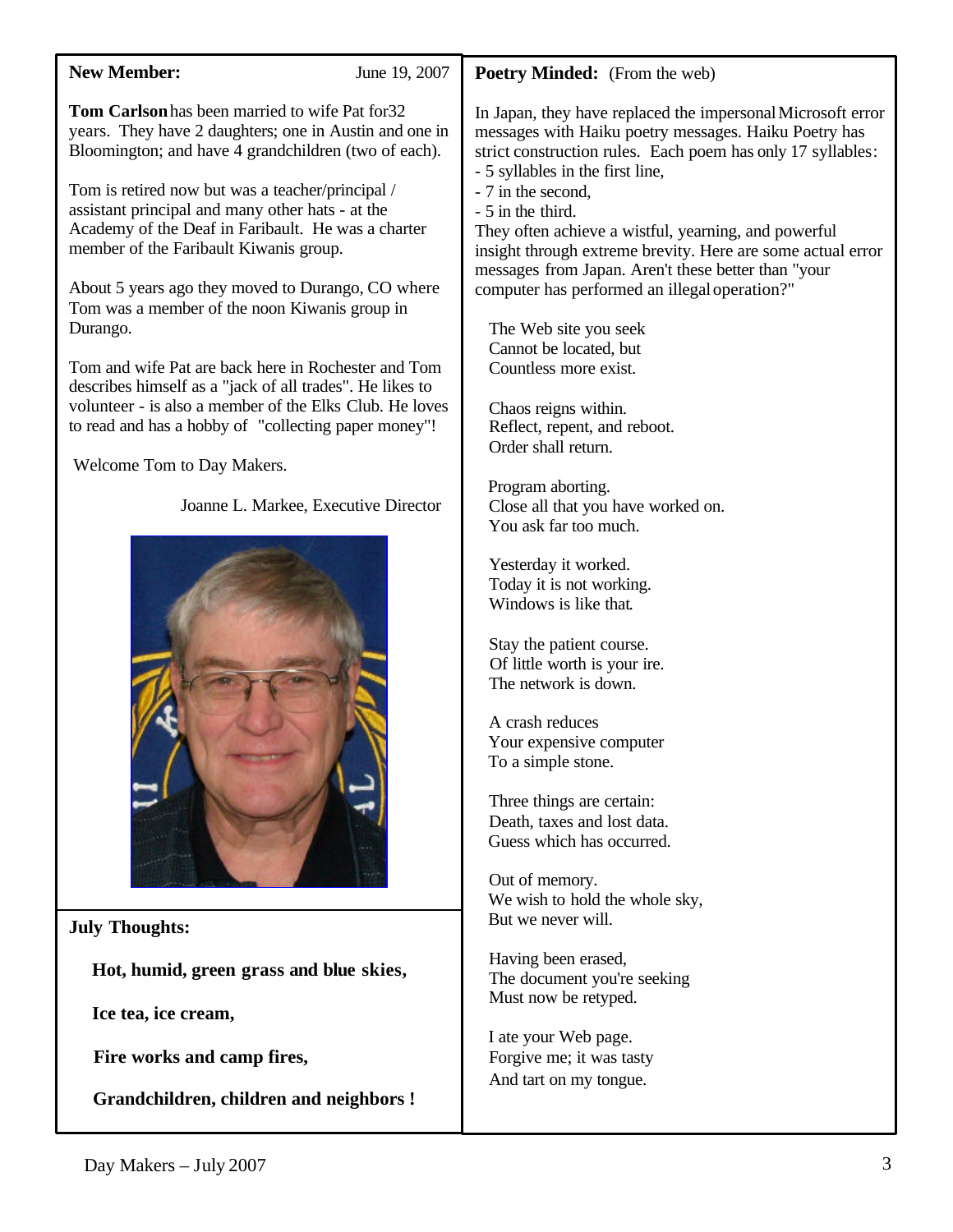**New Member:** June 19, 2007

**Tom Carlson** has been married to wife Pat for32 years. They have 2 daughters; one in Austin and one in Bloomington; and have 4 grandchildren (two of each).

Tom is retired now but was a teacher/principal / assistant principal and many other hats - at the Academy of the Deaf in Faribault. He was a charter member of the Faribault Kiwanis group.

About 5 years ago they moved to Durango, CO where Tom was a member of the noon Kiwanis group in Durango.

Tom and wife Pat are back here in Rochester and Tom describes himself as a "jack of all trades". He likes to volunteer - is also a member of the Elks Club. He loves to read and has a hobby of "collecting paper money"!

Welcome Tom to Day Makers.

Joanne L. Markee, Executive Director

**July Thoughts:**

**Hot, humid, green grass and blue skies,**

**Ice tea, ice cream,**

**Fire works and camp fires,**

**Grandchildren, children and neighbors !**

**Poetry Minded:** (From the web)

In Japan, they have replaced the impersonal Microsoft error messages with Haiku poetry messages. Haiku Poetry has strict construction rules. Each poem has only 17 syllables:

- 5 syllables in the first line,
- 7 in the second,
- 5 in the third.

They often achieve a wistful, yearning, and powerful insight through extreme brevity. Here are some actual error messages from Japan. Aren't these better than "your computer has performed an illegal operation?"

The Web site you seek
Cannot be located, but
Countless more exist.

Chaos reigns within.
Reflect, repent, and reboot.
Order shall return.

Program aborting.
Close all that you have worked on.
You ask far too much.

Yesterday it worked.
Today it is not working.
Windows is like that.

Stay the patient course.
Of little worth is your ire.
The network is down.

A crash reduces
Your expensive computer
To a simple stone.

Three things are certain:
Death, taxes and lost data.
Guess which has occurred.

Out of memory.
We wish to hold the whole sky,
But we never will.

Having been erased,
The document you're seeking
Must now be retyped.

I ate your Web page.
Forgive me; it was tasty
And tart on my tongue.